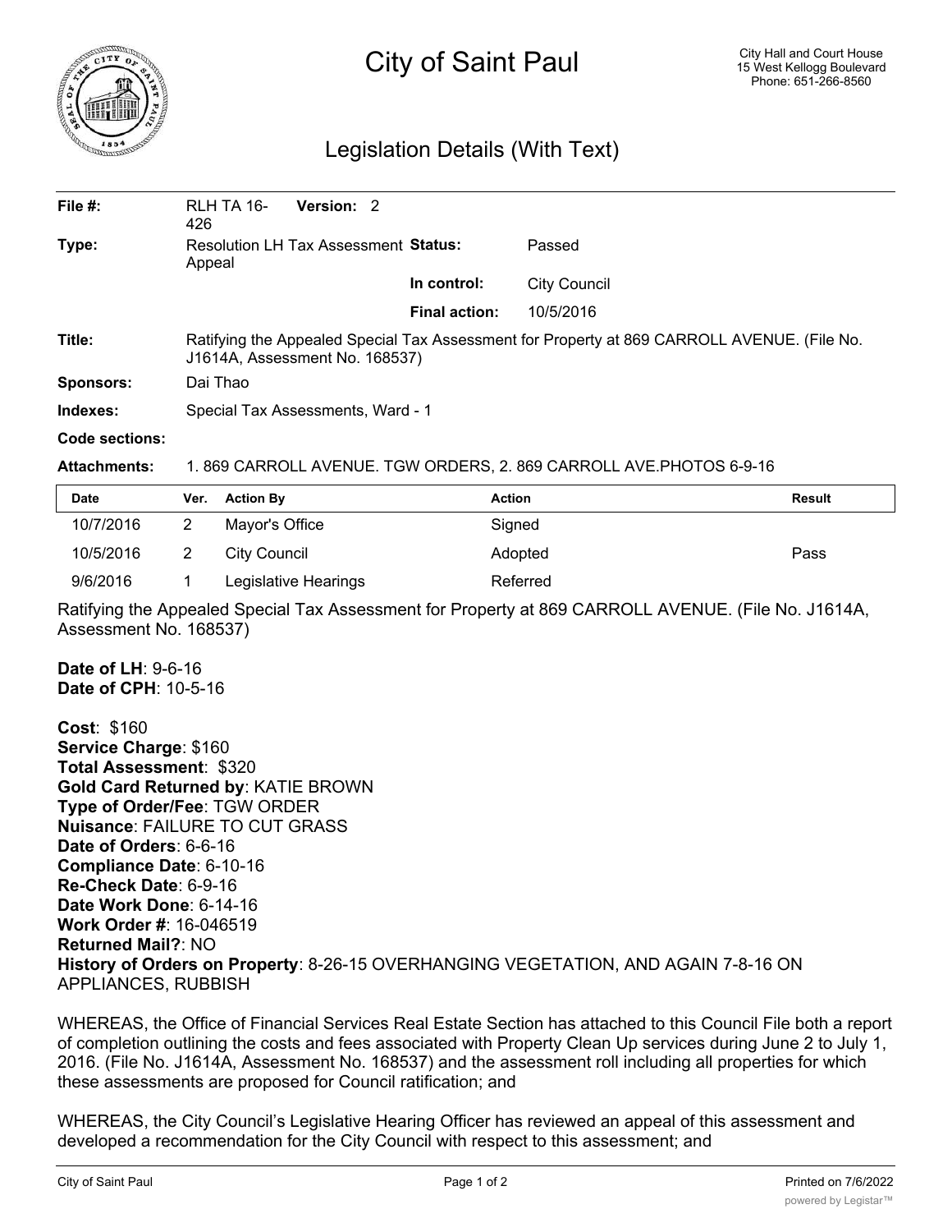# City of Saint Paul

City Hall and Court House
15 West Kellogg Boulevard
Phone: 651-266-8560

## Legislation Details (With Text)

| | | | |
|---|---|---|---|
| **File #:** | RLH TA 16-426 **Version:** 2 | | |
| **Type:** | Resolution LH Tax Assessment Appeal | **Status:** | Passed |
| | | **In control:** | City Council |
| | | **Final action:** | 10/5/2016 |

**Title:** Ratifying the Appealed Special Tax Assessment for Property at 869 CARROLL AVENUE. (File No. J1614A, Assessment No. 168537)

**Sponsors:** Dai Thao

**Indexes:** Special Tax Assessments, Ward - 1

**Code sections:**

**Attachments:** 1. 869 CARROLL AVENUE. TGW ORDERS, 2. 869 CARROLL AVE.PHOTOS 6-9-16

| Date | Ver. | Action By | Action | Result |
|---|---|---|---|---|
| 10/7/2016 | 2 | Mayor's Office | Signed | |
| 10/5/2016 | 2 | City Council | Adopted | Pass |
| 9/6/2016 | 1 | Legislative Hearings | Referred | |

Ratifying the Appealed Special Tax Assessment for Property at 869 CARROLL AVENUE. (File No. J1614A, Assessment No. 168537)

**Date of LH**: 9-6-16
**Date of CPH**: 10-5-16

**Cost**: $160
**Service Charge**: $160
**Total Assessment**: $320
**Gold Card Returned by**: KATIE BROWN
**Type of Order/Fee**: TGW ORDER
**Nuisance**: FAILURE TO CUT GRASS
**Date of Orders**: 6-6-16
**Compliance Date**: 6-10-16
**Re-Check Date**: 6-9-16
**Date Work Done**: 6-14-16
**Work Order #**: 16-046519
**Returned Mail?**: NO
**History of Orders on Property**: 8-26-15 OVERHANGING VEGETATION, AND AGAIN 7-8-16 ON APPLIANCES, RUBBISH

WHEREAS, the Office of Financial Services Real Estate Section has attached to this Council File both a report of completion outlining the costs and fees associated with Property Clean Up services during June 2 to July 1, 2016. (File No. J1614A, Assessment No. 168537) and the assessment roll including all properties for which these assessments are proposed for Council ratification; and

WHEREAS, the City Council's Legislative Hearing Officer has reviewed an appeal of this assessment and developed a recommendation for the City Council with respect to this assessment; and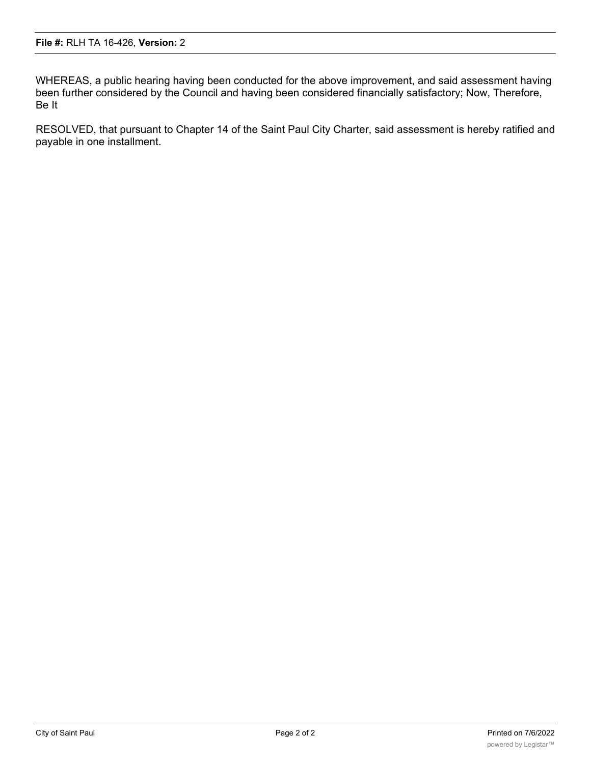WHEREAS, a public hearing having been conducted for the above improvement, and said assessment having been further considered by the Council and having been considered financially satisfactory; Now, Therefore, Be It

RESOLVED, that pursuant to Chapter 14 of the Saint Paul City Charter, said assessment is hereby ratified and payable in one installment.